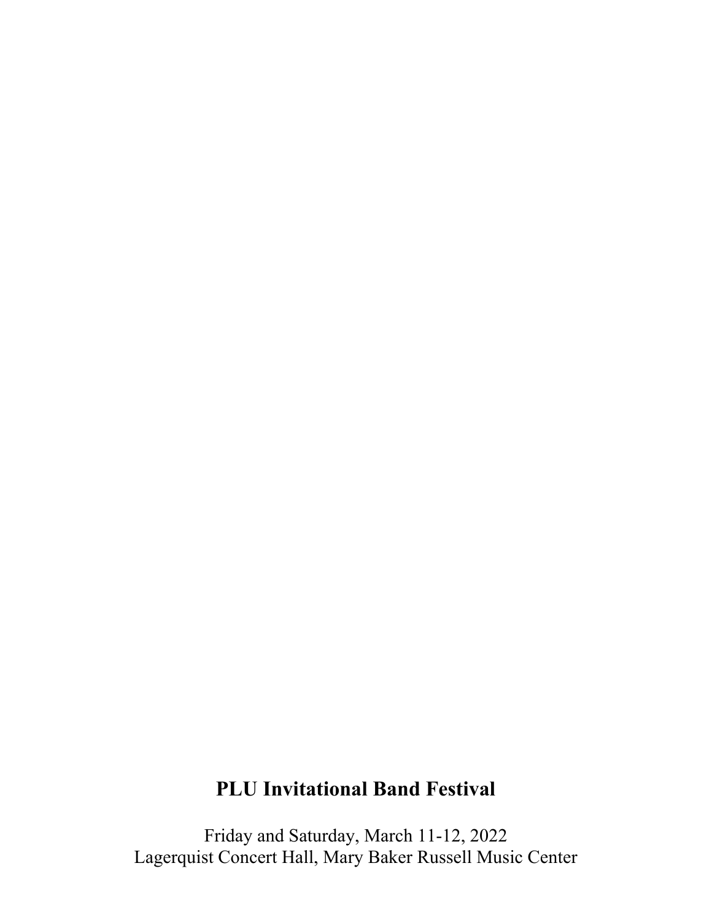# PLU Invitational Band Festival

Friday and Saturday, March 11-12, 2022
Lagerquist Concert Hall, Mary Baker Russell Music Center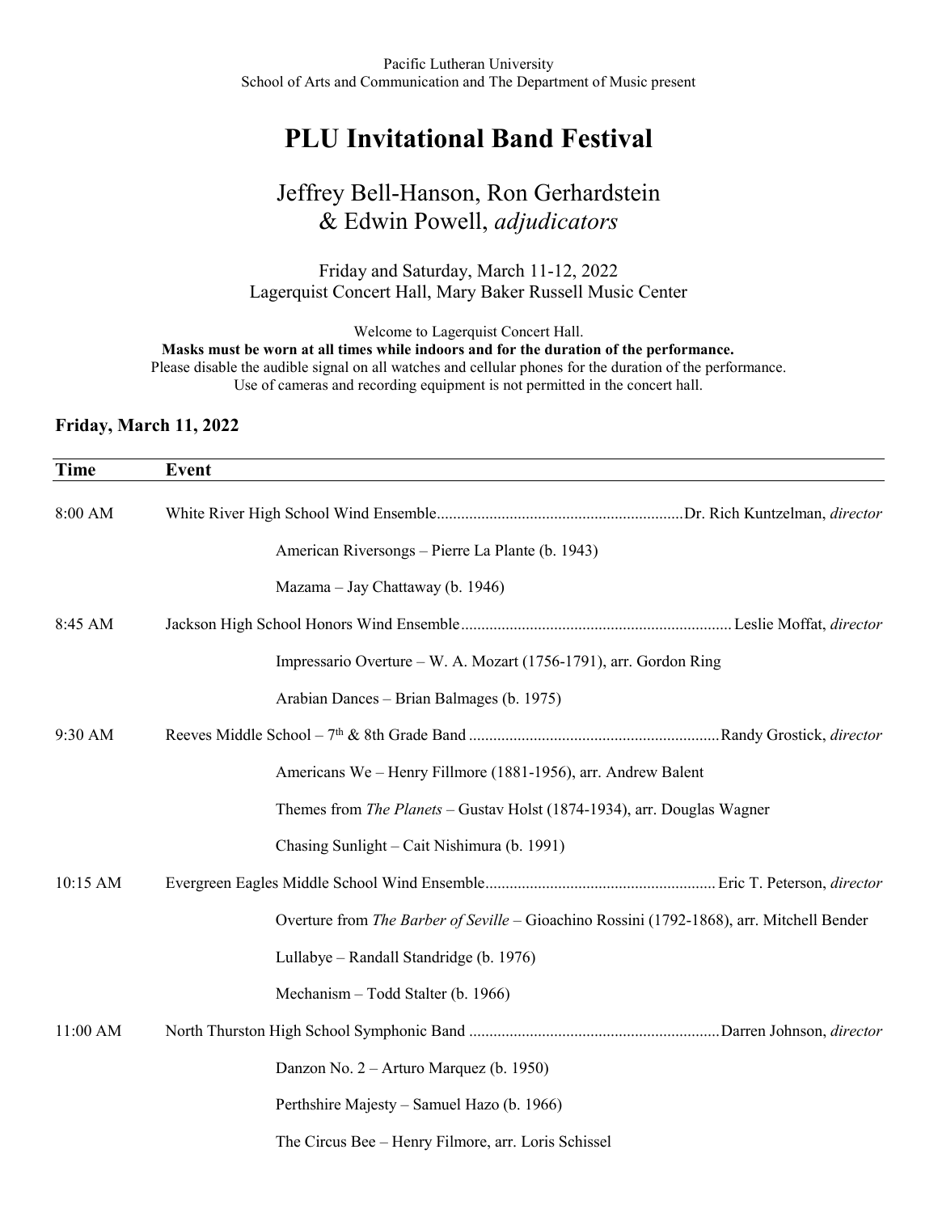Pacific Lutheran University
School of Arts and Communication and The Department of Music present

# PLU Invitational Band Festival

## Jeffrey Bell-Hanson, Ron Gerhardstein & Edwin Powell, *adjudicators*

Friday and Saturday, March 11-12, 2022
Lagerquist Concert Hall, Mary Baker Russell Music Center

Welcome to Lagerquist Concert Hall.
**Masks must be worn at all times while indoors and for the duration of the performance.**
Please disable the audible signal on all watches and cellular phones for the duration of the performance.
Use of cameras and recording equipment is not permitted in the concert hall.

### Friday, March 11, 2022

| Time | Event |
|---|---|
| 8:00 AM | White River High School Wind Ensemble............................................................Dr. Rich Kuntzelman, *director* |
| | American Riversongs – Pierre La Plante (b. 1943) |
| | Mazama – Jay Chattaway (b. 1946) |
| 8:45 AM | Jackson High School Honors Wind Ensemble..................................................................Leslie Moffat, *director* |
| | Impressario Overture – W. A. Mozart (1756-1791), arr. Gordon Ring |
| | Arabian Dances – Brian Balmages (b. 1975) |
| 9:30 AM | Reeves Middle School – 7th & 8th Grade Band .............................................................Randy Grostick, *director* |
| | Americans We – Henry Fillmore (1881-1956), arr. Andrew Balent |
| | Themes from *The Planets* – Gustav Holst (1874-1934), arr. Douglas Wagner |
| | Chasing Sunlight – Cait Nishimura (b. 1991) |
| 10:15 AM | Evergreen Eagles Middle School Wind Ensemble.........................................................Eric T. Peterson, *director* |
| | Overture from *The Barber of Seville* – Gioachino Rossini (1792-1868), arr. Mitchell Bender |
| | Lullabye – Randall Standridge (b. 1976) |
| | Mechanism – Todd Stalter (b. 1966) |
| 11:00 AM | North Thurston High School Symphonic Band .............................................................Darren Johnson, *director* |
| | Danzon No. 2 – Arturo Marquez (b. 1950) |
| | Perthshire Majesty – Samuel Hazo (b. 1966) |
| | The Circus Bee – Henry Filmore, arr. Loris Schissel |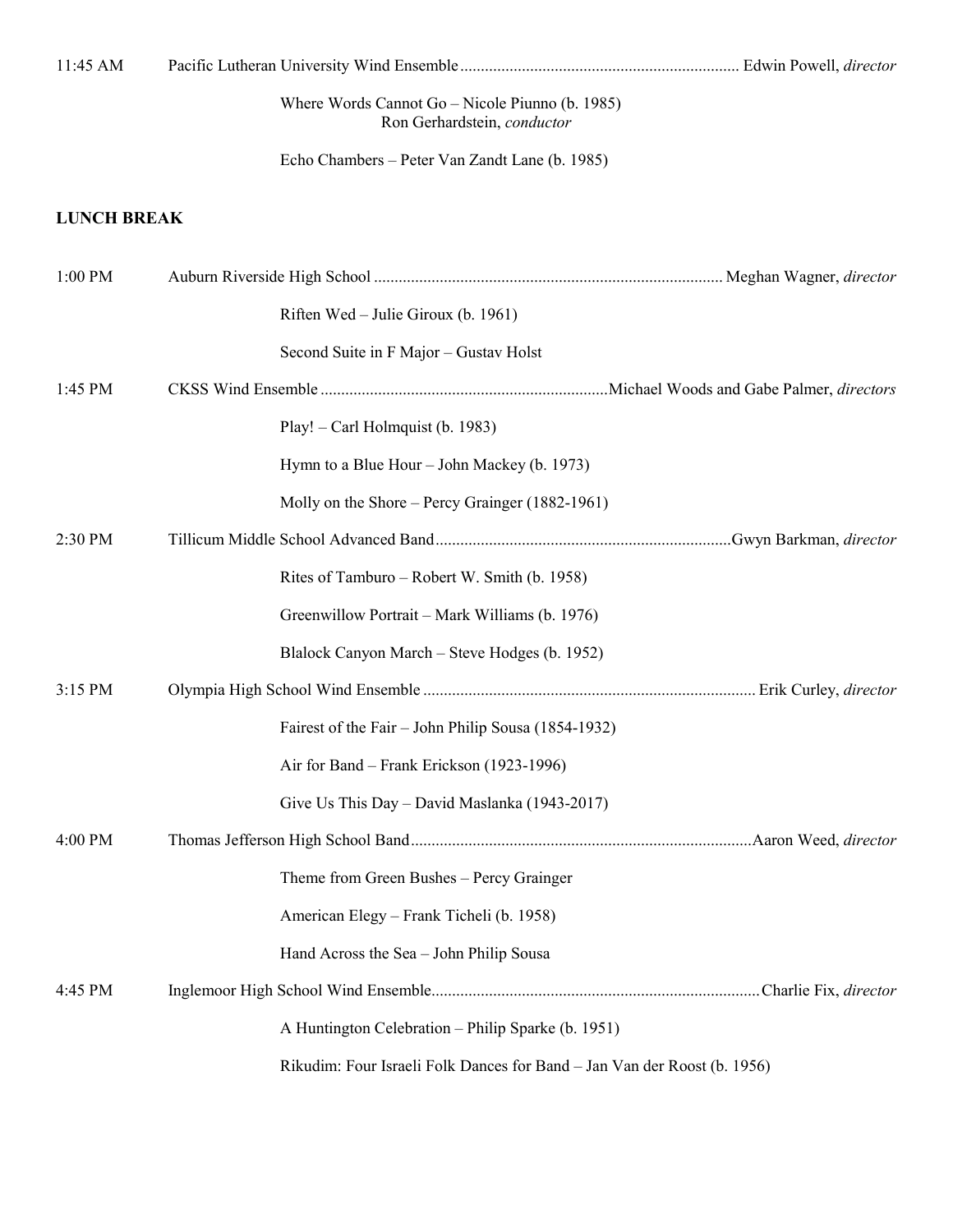11:45 AM Pacific Lutheran University Wind Ensemble .................. Edwin Powell, *director*

Where Words Cannot Go – Nicole Piunno (b. 1985)
Ron Gerhardstein, *conductor*

Echo Chambers – Peter Van Zandt Lane (b. 1985)

**LUNCH BREAK**

1:00 PM Auburn Riverside High School .................. Meghan Wagner, *director*

Riften Wed – Julie Giroux (b. 1961)

Second Suite in F Major – Gustav Holst

1:45 PM CKSS Wind Ensemble .................. Michael Woods and Gabe Palmer, *directors*

Play! – Carl Holmquist (b. 1983)

Hymn to a Blue Hour – John Mackey (b. 1973)

Molly on the Shore – Percy Grainger (1882-1961)

2:30 PM Tillicum Middle School Advanced Band .................. Gwyn Barkman, *director*

Rites of Tamburo – Robert W. Smith (b. 1958)

Greenwillow Portrait – Mark Williams (b. 1976)

Blalock Canyon March – Steve Hodges (b. 1952)

3:15 PM Olympia High School Wind Ensemble .................. Erik Curley, *director*

Fairest of the Fair – John Philip Sousa (1854-1932)

Air for Band – Frank Erickson (1923-1996)

Give Us This Day – David Maslanka (1943-2017)

4:00 PM Thomas Jefferson High School Band .................. Aaron Weed, *director*

Theme from Green Bushes – Percy Grainger

American Elegy – Frank Ticheli (b. 1958)

Hand Across the Sea – John Philip Sousa

4:45 PM Inglemoor High School Wind Ensemble .................. Charlie Fix, *director*

A Huntington Celebration – Philip Sparke (b. 1951)

Rikudim: Four Israeli Folk Dances for Band – Jan Van der Roost (b. 1956)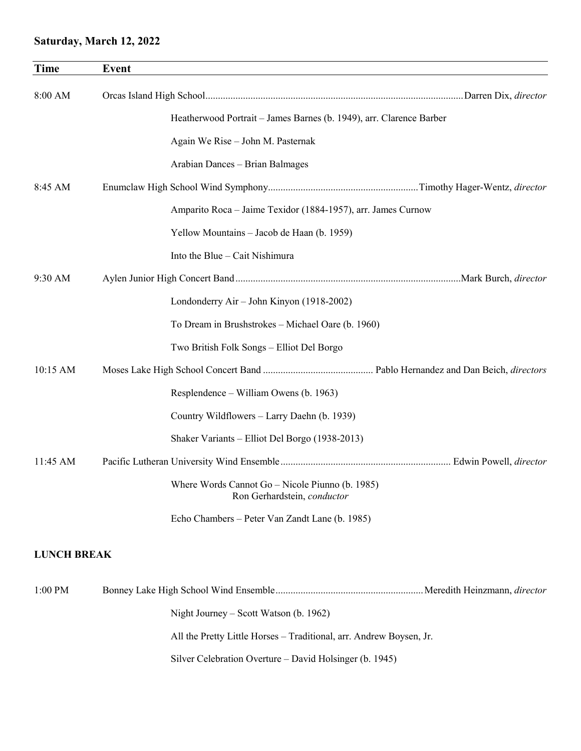**Saturday, March 12, 2022**

| Time | Event |
|---|---|
| 8:00 AM | Orcas Island High School.......... Darren Dix, *director* |
| | Heatherwood Portrait – James Barnes (b. 1949), arr. Clarence Barber |
| | Again We Rise – John M. Pasternak |
| | Arabian Dances – Brian Balmages |
| 8:45 AM | Enumclaw High School Wind Symphony.......... Timothy Hager-Wentz, *director* |
| | Amparito Roca – Jaime Texidor (1884-1957), arr. James Curnow |
| | Yellow Mountains – Jacob de Haan (b. 1959) |
| | Into the Blue – Cait Nishimura |
| 9:30 AM | Aylen Junior High Concert Band.......... Mark Burch, *director* |
| | Londonderry Air – John Kinyon (1918-2002) |
| | To Dream in Brushstrokes – Michael Oare (b. 1960) |
| | Two British Folk Songs – Elliot Del Borgo |
| 10:15 AM | Moses Lake High School Concert Band.......... Pablo Hernandez and Dan Beich, *directors* |
| | Resplendence – William Owens (b. 1963) |
| | Country Wildflowers – Larry Daehn (b. 1939) |
| | Shaker Variants – Elliot Del Borgo (1938-2013) |
| 11:45 AM | Pacific Lutheran University Wind Ensemble.......... Edwin Powell, *director* |
| | Where Words Cannot Go – Nicole Piunno (b. 1985)<br>Ron Gerhardstein, *conductor* |
| | Echo Chambers – Peter Van Zandt Lane (b. 1985) |

**LUNCH BREAK**

| Time | Event |
|---|---|
| 1:00 PM | Bonney Lake High School Wind Ensemble.......... Meredith Heinzmann, *director* |
| | Night Journey – Scott Watson (b. 1962) |
| | All the Pretty Little Horses – Traditional, arr. Andrew Boysen, Jr. |
| | Silver Celebration Overture – David Holsinger (b. 1945) |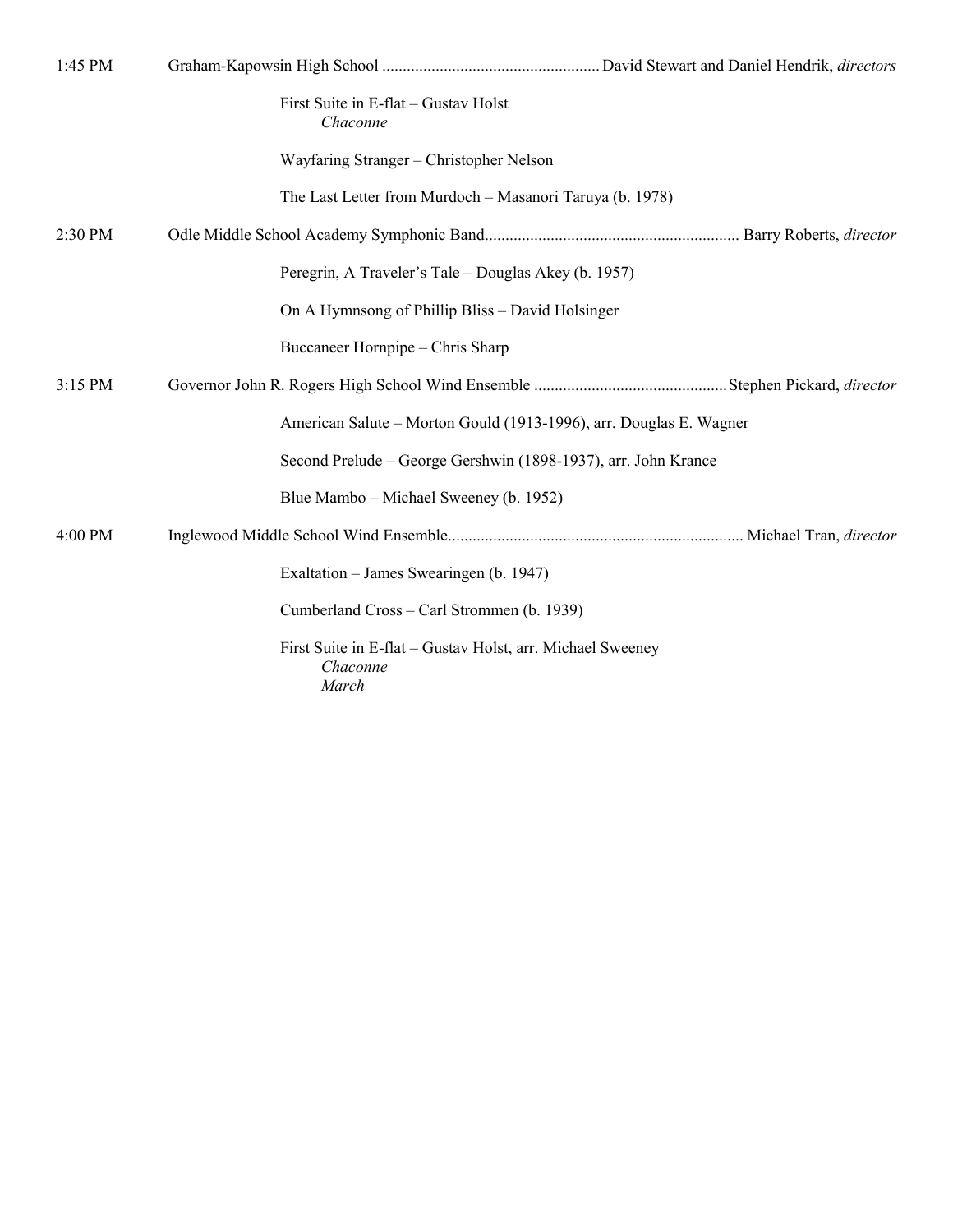1:45 PM Graham-Kapowsin High School .................................................... David Stewart and Daniel Hendrik, *directors*

First Suite in E-flat – Gustav Holst
*Chaconne*

Wayfaring Stranger – Christopher Nelson

The Last Letter from Murdoch – Masanori Taruya (b. 1978)

2:30 PM Odle Middle School Academy Symphonic Band............................................................. Barry Roberts, *director*

Peregrin, A Traveler's Tale – Douglas Akey (b. 1957)

On A Hymnsong of Phillip Bliss – David Holsinger

Buccaneer Hornpipe – Chris Sharp

3:15 PM Governor John R. Rogers High School Wind Ensemble .............................................. Stephen Pickard, *director*

American Salute – Morton Gould (1913-1996), arr. Douglas E. Wagner

Second Prelude – George Gershwin (1898-1937), arr. John Krance

Blue Mambo – Michael Sweeney (b. 1952)

4:00 PM Inglewood Middle School Wind Ensemble....................................................................... Michael Tran, *director*

Exaltation – James Swearingen (b. 1947)

Cumberland Cross – Carl Strommen (b. 1939)

First Suite in E-flat – Gustav Holst, arr. Michael Sweeney
*Chaconne*
*March*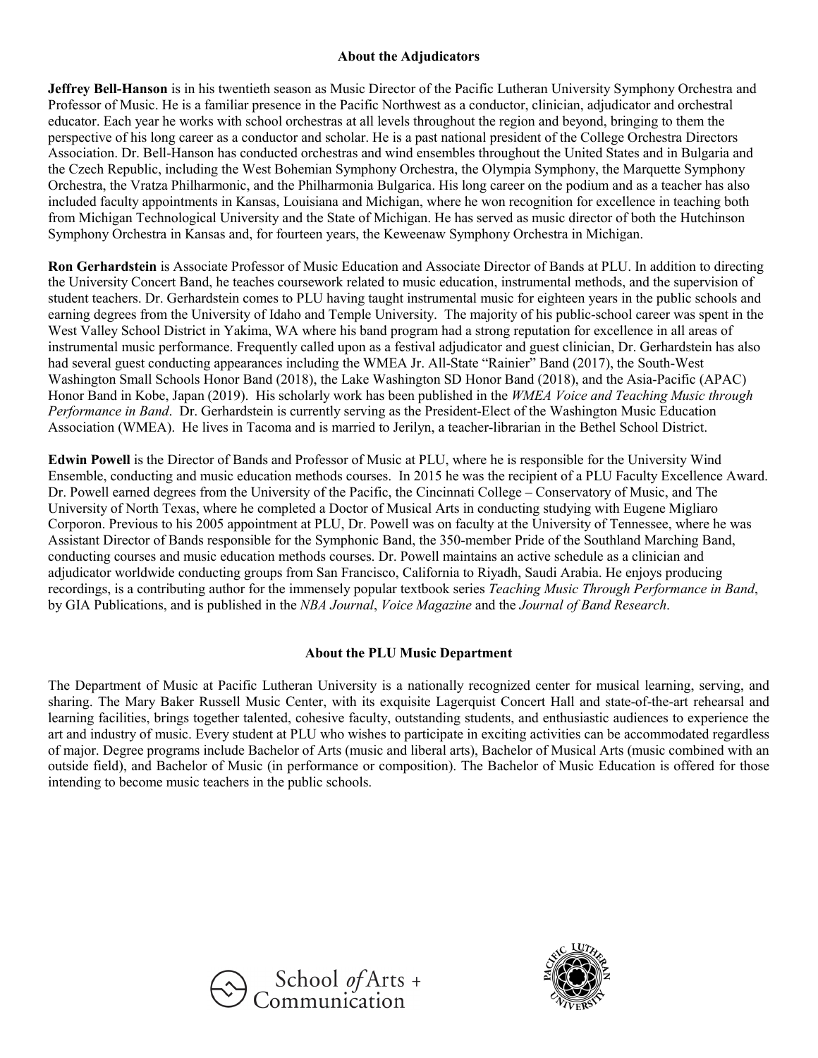## About the Adjudicators

**Jeffrey Bell-Hanson** is in his twentieth season as Music Director of the Pacific Lutheran University Symphony Orchestra and Professor of Music. He is a familiar presence in the Pacific Northwest as a conductor, clinician, adjudicator and orchestral educator. Each year he works with school orchestras at all levels throughout the region and beyond, bringing to them the perspective of his long career as a conductor and scholar. He is a past national president of the College Orchestra Directors Association. Dr. Bell-Hanson has conducted orchestras and wind ensembles throughout the United States and in Bulgaria and the Czech Republic, including the West Bohemian Symphony Orchestra, the Olympia Symphony, the Marquette Symphony Orchestra, the Vratza Philharmonic, and the Philharmonia Bulgarica. His long career on the podium and as a teacher has also included faculty appointments in Kansas, Louisiana and Michigan, where he won recognition for excellence in teaching both from Michigan Technological University and the State of Michigan. He has served as music director of both the Hutchinson Symphony Orchestra in Kansas and, for fourteen years, the Keweenaw Symphony Orchestra in Michigan.

**Ron Gerhardstein** is Associate Professor of Music Education and Associate Director of Bands at PLU. In addition to directing the University Concert Band, he teaches coursework related to music education, instrumental methods, and the supervision of student teachers. Dr. Gerhardstein comes to PLU having taught instrumental music for eighteen years in the public schools and earning degrees from the University of Idaho and Temple University. The majority of his public-school career was spent in the West Valley School District in Yakima, WA where his band program had a strong reputation for excellence in all areas of instrumental music performance. Frequently called upon as a festival adjudicator and guest clinician, Dr. Gerhardstein has also had several guest conducting appearances including the WMEA Jr. All-State "Rainier" Band (2017), the South-West Washington Small Schools Honor Band (2018), the Lake Washington SD Honor Band (2018), and the Asia-Pacific (APAC) Honor Band in Kobe, Japan (2019). His scholarly work has been published in the *WMEA Voice and Teaching Music through Performance in Band*. Dr. Gerhardstein is currently serving as the President-Elect of the Washington Music Education Association (WMEA). He lives in Tacoma and is married to Jerilyn, a teacher-librarian in the Bethel School District.

**Edwin Powell** is the Director of Bands and Professor of Music at PLU, where he is responsible for the University Wind Ensemble, conducting and music education methods courses. In 2015 he was the recipient of a PLU Faculty Excellence Award. Dr. Powell earned degrees from the University of the Pacific, the Cincinnati College – Conservatory of Music, and The University of North Texas, where he completed a Doctor of Musical Arts in conducting studying with Eugene Migliaro Corporon. Previous to his 2005 appointment at PLU, Dr. Powell was on faculty at the University of Tennessee, where he was Assistant Director of Bands responsible for the Symphonic Band, the 350-member Pride of the Southland Marching Band, conducting courses and music education methods courses. Dr. Powell maintains an active schedule as a clinician and adjudicator worldwide conducting groups from San Francisco, California to Riyadh, Saudi Arabia. He enjoys producing recordings, is a contributing author for the immensely popular textbook series *Teaching Music Through Performance in Band*, by GIA Publications, and is published in the *NBA Journal*, *Voice Magazine* and the *Journal of Band Research*.

## About the PLU Music Department

The Department of Music at Pacific Lutheran University is a nationally recognized center for musical learning, serving, and sharing. The Mary Baker Russell Music Center, with its exquisite Lagerquist Concert Hall and state-of-the-art rehearsal and learning facilities, brings together talented, cohesive faculty, outstanding students, and enthusiastic audiences to experience the art and industry of music. Every student at PLU who wishes to participate in exciting activities can be accommodated regardless of major. Degree programs include Bachelor of Arts (music and liberal arts), Bachelor of Musical Arts (music combined with an outside field), and Bachelor of Music (in performance or composition). The Bachelor of Music Education is offered for those intending to become music teachers in the public schools.

School *of* Arts + Communication

Pacific Lutheran University